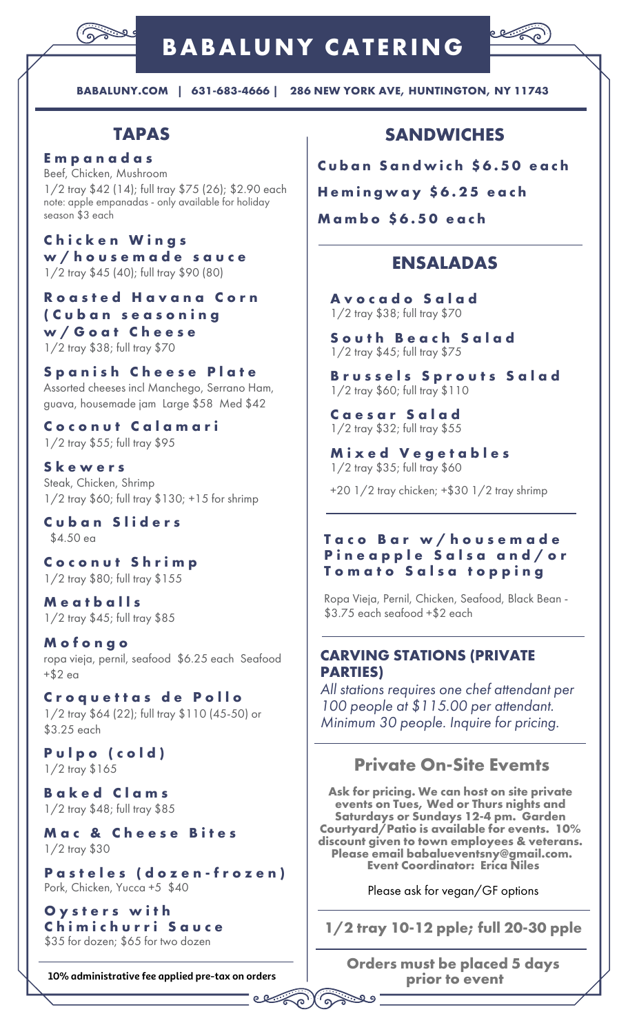# BABALUNY CATERING

**BABALUNY.COM | 631-683-4666 | 286 NEW YORK AVE, HUNTINGTON, NY 11743**

## TAPAS

**Empanadas**
Beef, Chicken, Mushroom
1/2 tray $42 (14); full tray $75 (26); $2.90 each
note: apple empanadas - only available for holiday season $3 each

**Chicken Wings w/housemade sauce**
1/2 tray $45 (40); full tray $90 (80)

**Roasted Havana Corn (Cuban seasoning w/Goat Cheese**
1/2 tray $38; full tray $70

**Spanish Cheese Plate**
Assorted cheeses incl Manchego, Serrano Ham, guava, housemade jam Large $58 Med $42

**Coconut Calamari**
1/2 tray $55; full tray $95

**Skewers**
Steak, Chicken, Shrimp
1/2 tray $60; full tray $130; +15 for shrimp

**Cuban Sliders**
$4.50 ea

**Coconut Shrimp**
1/2 tray $80; full tray $155

**Meatballs**
1/2 tray $45; full tray $85

**Mofongo**
ropa vieja, pernil, seafood $6.25 each Seafood +$2 ea

**Croquettas de Pollo**
1/2 tray $64 (22); full tray $110 (45-50) or $3.25 each

**Pulpo (cold)**
1/2 tray $165

**Baked Clams**
1/2 tray $48; full tray $85

**Mac & Cheese Bites**
1/2 tray $30

**Pasteles (dozen-frozen)**
Pork, Chicken, Yucca +5 $40

**Oysters with Chimichurri Sauce**
$35 for dozen; $65 for two dozen

**10% administrative fee applied pre-tax on orders**

## SANDWICHES

**Cuban Sandwich $6.50 each**

**Hemingway $6.25 each**

**Mambo $6.50 each**

## ENSALADAS

**Avocado Salad**
1/2 tray $38; full tray $70

**South Beach Salad**
1/2 tray $45; full tray $75

**Brussels Sprouts Salad**
1/2 tray $60; full tray $110

**Caesar Salad**
1/2 tray $32; full tray $55

**Mixed Vegetables**
1/2 tray $35; full tray $60

+20 1/2 tray chicken; +$30 1/2 tray shrimp

### Taco Bar w/housemade Pineapple Salsa and/or Tomato Salsa topping

Ropa Vieja, Pernil, Chicken, Seafood, Black Bean - $3.75 each seafood +$2 each

### CARVING STATIONS (PRIVATE PARTIES)

*All stations requires one chef attendant per 100 people at $115.00 per attendant. Minimum 30 people. Inquire for pricing.*

## Private On-Site Evemts

**Ask for pricing. We can host on site private events on Tues, Wed or Thurs nights and Saturdays or Sundays 12-4 pm. Garden Courtyard/Patio is available for events. 10% discount given to town employees & veterans. Please email babalueventsny@gmail.com. Event Coordinator: Erica Niles**

Please ask for vegan/GF options

**1/2 tray 10-12 pple; full 20-30 pple**

**Orders must be placed 5 days prior to event**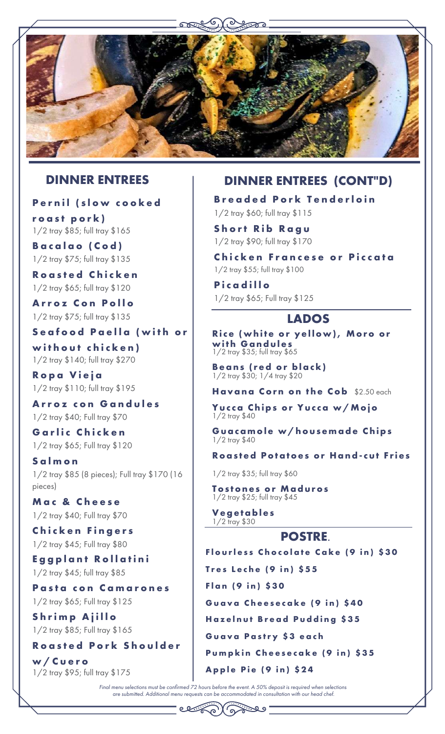## DINNER ENTREES

**Pernil (slow cooked roast pork)**
1/2 tray $85; full tray $165

**Bacalao (Cod)**
1/2 tray $75; full tray $135

**Roasted Chicken**
1/2 tray $65; full tray $120

**Arroz Con Pollo**
1/2 tray $75; full tray $135

**Seafood Paella (with or without chicken)**
1/2 tray $140; full tray $270

**Ropa Vieja**
1/2 tray $110; full tray $195

**Arroz con Gandules**
1/2 tray $40; Full tray $70

**Garlic Chicken**
1/2 tray $65; Full tray $120

**Salmon**
1/2 tray $85 (8 pieces); Full tray $170 (16 pieces)

**Mac & Cheese**
1/2 tray $40; Full tray $70

**Chicken Fingers**
1/2 tray $45; Full tray $80

**Eggplant Rollatini**
1/2 tray $45; full tray $85

**Pasta con Camarones**
1/2 tray $65; Full tray $125

**Shrimp Ajillo**
1/2 tray $85; Full tray $165

**Roasted Pork Shoulder w/Cuero**
1/2 tray $95; full tray $175

## DINNER ENTREES (CONT"D)

**Breaded Pork Tenderloin**
1/2 tray $60; full tray $115

**Short Rib Ragu**
1/2 tray $90; full tray $170

**Chicken Francese or Piccata**
1/2 tray $55; full tray $100

**Picadillo**
1/2 tray $65; Full tray $125

## LADOS

**Rice (white or yellow), Moro or with Gandules**
1/2 tray $35; full tray $65

**Beans (red or black)**
1/2 tray $30; 1/4 tray $20

**Havana Corn on the Cob** $2.50 each

**Yucca Chips or Yucca w/Mojo**
1/2 tray $40

**Guacamole w/housemade Chips**
1/2 tray $40

**Roasted Potatoes or Hand-cut Fries**
1/2 tray $35; full tray $60

**Tostones or Maduros**
1/2 tray $25; full tray $45

**Vegetables**
1/2 tray $30

## POSTRE.

**Flourless Chocolate Cake (9 in) $30**

**Tres Leche (9 in) $55**

**Flan (9 in) $30**

**Guava Cheesecake (9 in) $40**

**Hazelnut Bread Pudding $35**

**Guava Pastry $3 each**

**Pumpkin Cheesecake (9 in) $35**

**Apple Pie (9 in) $24**

*Final menu selections must be confirmed 72 hours before the event. A 50% deposit is required when selections are submitted. Additional menu requests can be accommodated in consultation with our head chef.*